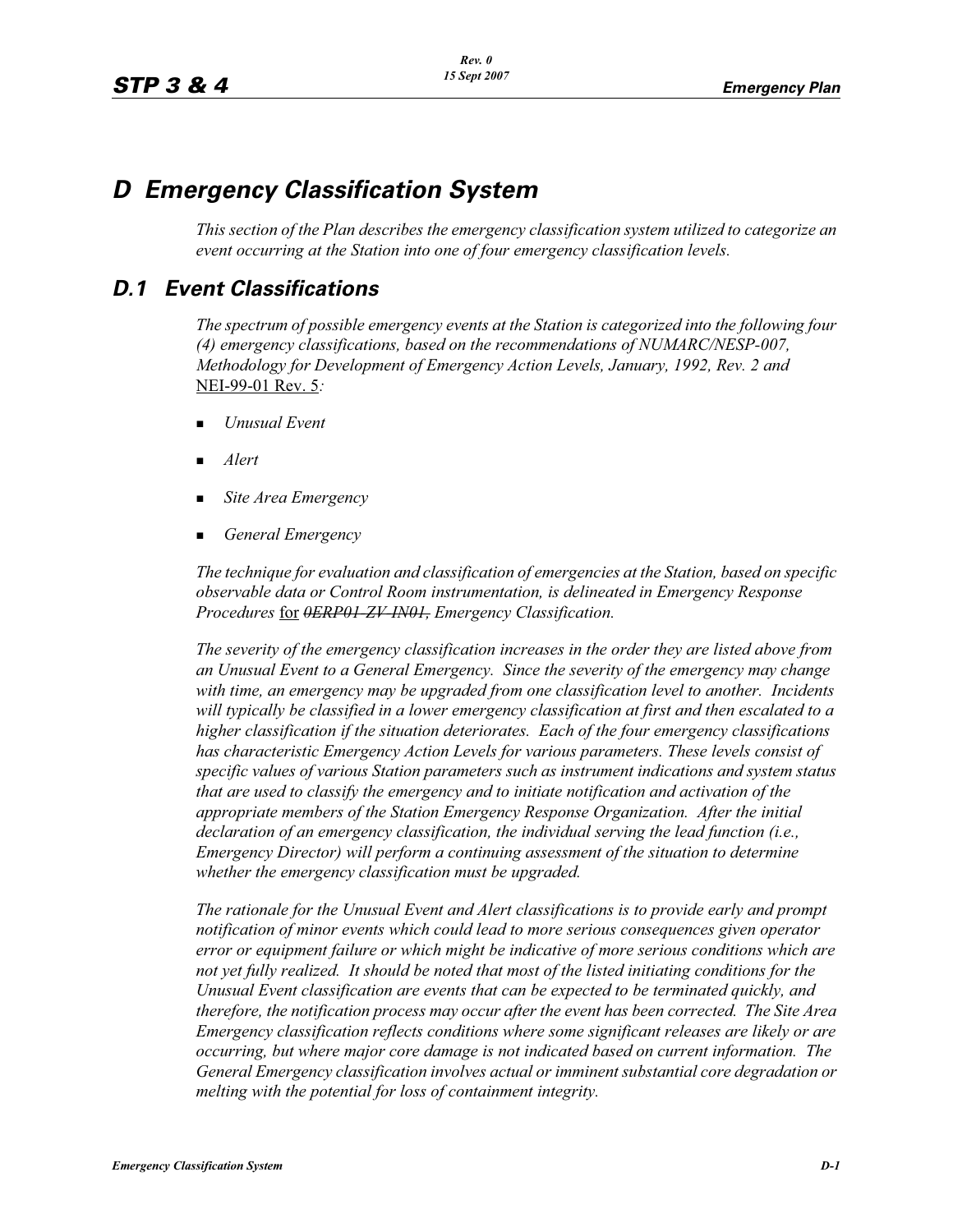# D Emergency Classification System

*This section of the Plan describes the emergency classification system utilized to categorize an event occurring at the Station into one of four emergency classification levels.*

## D.1 Event Classifications

*The spectrum of possible emergency events at the Station is categorized into the following four (4) emergency classifications, based on the recommendations of NUMARC/NESP-007, Methodology for Development of Emergency Action Levels, January, 1992, Rev. 2 and* NEI-99-01 Rev. 5*:*

- *Unusual Event*
- *Alert*
- *Site Area Emergency*
- *General Emergency*

*The technique for evaluation and classification of emergencies at the Station, based on specific observable data or Control Room instrumentation, is delineated in Emergency Response Procedures* for ~~*0ERP01-ZV-IN01,*~~ *Emergency Classification.*

*The severity of the emergency classification increases in the order they are listed above from an Unusual Event to a General Emergency. Since the severity of the emergency may change with time, an emergency may be upgraded from one classification level to another. Incidents will typically be classified in a lower emergency classification at first and then escalated to a higher classification if the situation deteriorates. Each of the four emergency classifications has characteristic Emergency Action Levels for various parameters. These levels consist of specific values of various Station parameters such as instrument indications and system status that are used to classify the emergency and to initiate notification and activation of the appropriate members of the Station Emergency Response Organization. After the initial declaration of an emergency classification, the individual serving the lead function (i.e., Emergency Director) will perform a continuing assessment of the situation to determine whether the emergency classification must be upgraded.*

*The rationale for the Unusual Event and Alert classifications is to provide early and prompt notification of minor events which could lead to more serious consequences given operator error or equipment failure or which might be indicative of more serious conditions which are not yet fully realized. It should be noted that most of the listed initiating conditions for the Unusual Event classification are events that can be expected to be terminated quickly, and therefore, the notification process may occur after the event has been corrected. The Site Area Emergency classification reflects conditions where some significant releases are likely or are occurring, but where major core damage is not indicated based on current information. The General Emergency classification involves actual or imminent substantial core degradation or melting with the potential for loss of containment integrity.*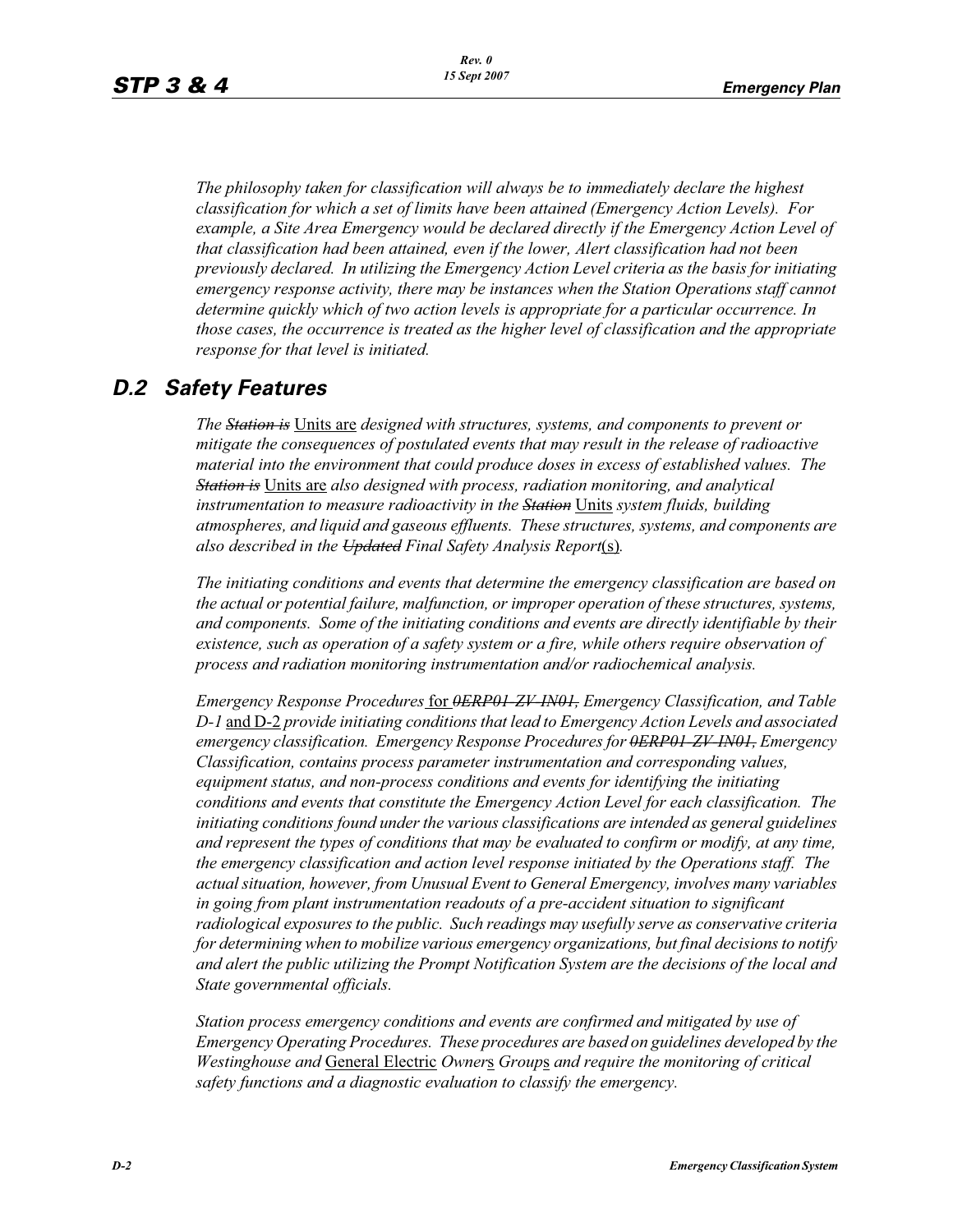*The philosophy taken for classification will always be to immediately declare the highest classification for which a set of limits have been attained (Emergency Action Levels). For example, a Site Area Emergency would be declared directly if the Emergency Action Level of that classification had been attained, even if the lower, Alert classification had not been previously declared. In utilizing the Emergency Action Level criteria as the basis for initiating emergency response activity, there may be instances when the Station Operations staff cannot determine quickly which of two action levels is appropriate for a particular occurrence. In those cases, the occurrence is treated as the higher level of classification and the appropriate response for that level is initiated.*

## D.2 Safety Features

*The ~~Station is~~* Units are *designed with structures, systems, and components to prevent or mitigate the consequences of postulated events that may result in the release of radioactive material into the environment that could produce doses in excess of established values. The ~~Station is~~* Units are *also designed with process, radiation monitoring, and analytical instrumentation to measure radioactivity in the ~~Station~~* Units *system fluids, building atmospheres, and liquid and gaseous effluents. These structures, systems, and components are also described in the ~~Updated~~ Final Safety Analysis Report*(s)*.*

*The initiating conditions and events that determine the emergency classification are based on the actual or potential failure, malfunction, or improper operation of these structures, systems, and components. Some of the initiating conditions and events are directly identifiable by their existence, such as operation of a safety system or a fire, while others require observation of process and radiation monitoring instrumentation and/or radiochemical analysis.*

*Emergency Response Procedures* for *~~0ERP01-ZV-IN01,~~ Emergency Classification, and Table D-1* and D-2 *provide initiating conditions that lead to Emergency Action Levels and associated emergency classification. Emergency Response Procedures for ~~0ERP01-ZV-IN01,~~ Emergency Classification, contains process parameter instrumentation and corresponding values, equipment status, and non-process conditions and events for identifying the initiating conditions and events that constitute the Emergency Action Level for each classification. The initiating conditions found under the various classifications are intended as general guidelines and represent the types of conditions that may be evaluated to confirm or modify, at any time, the emergency classification and action level response initiated by the Operations staff. The actual situation, however, from Unusual Event to General Emergency, involves many variables in going from plant instrumentation readouts of a pre-accident situation to significant radiological exposures to the public. Such readings may usefully serve as conservative criteria for determining when to mobilize various emergency organizations, but final decisions to notify and alert the public utilizing the Prompt Notification System are the decisions of the local and State governmental officials.*

*Station process emergency conditions and events are confirmed and mitigated by use of Emergency Operating Procedures. These procedures are based on guidelines developed by the Westinghouse and* General Electric *Owner*s *Group*s *and require the monitoring of critical safety functions and a diagnostic evaluation to classify the emergency.*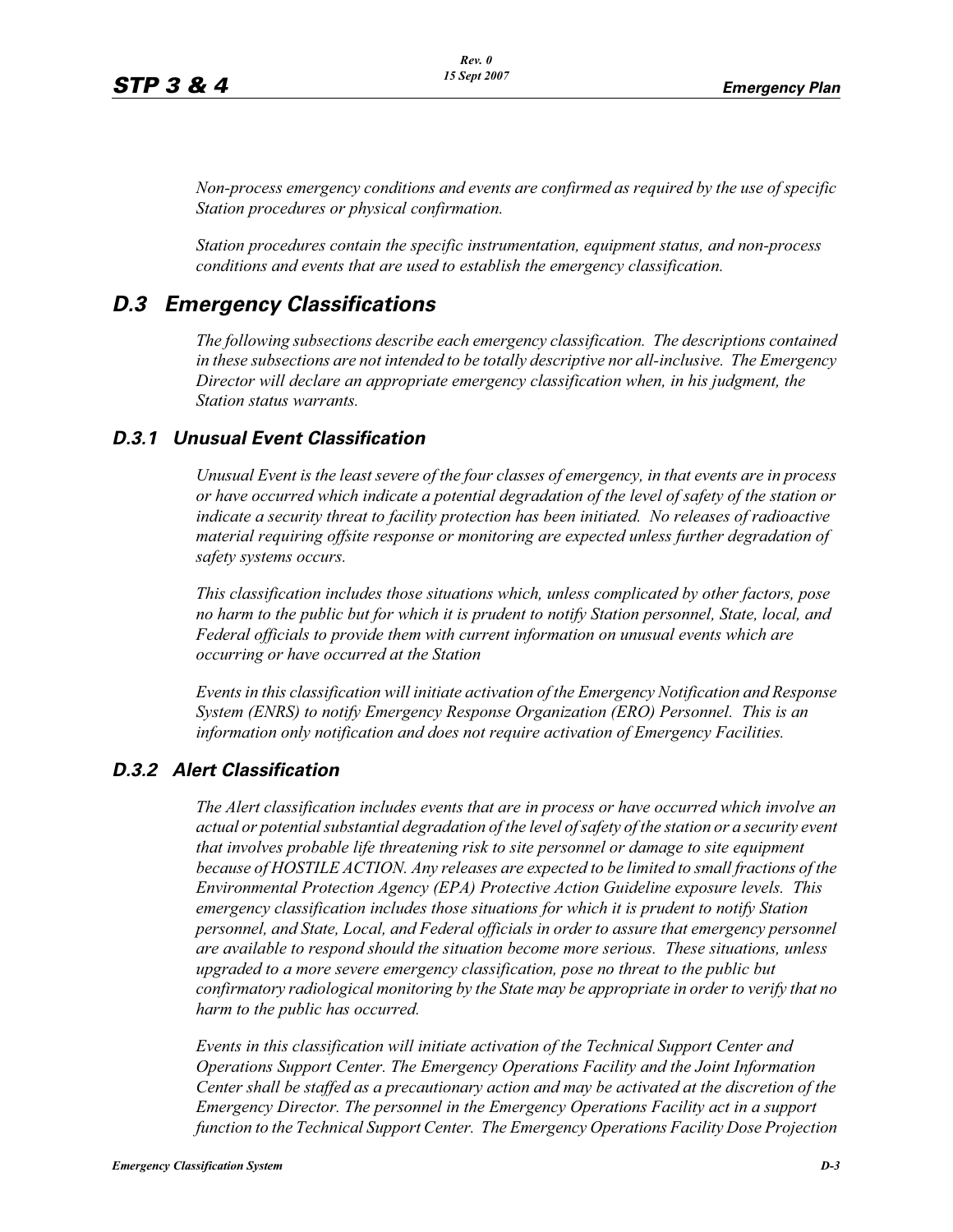*Non-process emergency conditions and events are confirmed as required by the use of specific Station procedures or physical confirmation.*

*Station procedures contain the specific instrumentation, equipment status, and non-process conditions and events that are used to establish the emergency classification.*

## D.3 Emergency Classifications

*The following subsections describe each emergency classification. The descriptions contained in these subsections are not intended to be totally descriptive nor all-inclusive. The Emergency Director will declare an appropriate emergency classification when, in his judgment, the Station status warrants.*

### D.3.1 Unusual Event Classification

*Unusual Event is the least severe of the four classes of emergency, in that events are in process or have occurred which indicate a potential degradation of the level of safety of the station or indicate a security threat to facility protection has been initiated. No releases of radioactive material requiring offsite response or monitoring are expected unless further degradation of safety systems occurs.*

*This classification includes those situations which, unless complicated by other factors, pose no harm to the public but for which it is prudent to notify Station personnel, State, local, and Federal officials to provide them with current information on unusual events which are occurring or have occurred at the Station*

*Events in this classification will initiate activation of the Emergency Notification and Response System (ENRS) to notify Emergency Response Organization (ERO) Personnel. This is an information only notification and does not require activation of Emergency Facilities.*

### D.3.2 Alert Classification

*The Alert classification includes events that are in process or have occurred which involve an actual or potential substantial degradation of the level of safety of the station or a security event that involves probable life threatening risk to site personnel or damage to site equipment because of HOSTILE ACTION. Any releases are expected to be limited to small fractions of the Environmental Protection Agency (EPA) Protective Action Guideline exposure levels. This emergency classification includes those situations for which it is prudent to notify Station personnel, and State, Local, and Federal officials in order to assure that emergency personnel are available to respond should the situation become more serious. These situations, unless upgraded to a more severe emergency classification, pose no threat to the public but confirmatory radiological monitoring by the State may be appropriate in order to verify that no harm to the public has occurred.*

*Events in this classification will initiate activation of the Technical Support Center and Operations Support Center. The Emergency Operations Facility and the Joint Information Center shall be staffed as a precautionary action and may be activated at the discretion of the Emergency Director. The personnel in the Emergency Operations Facility act in a support function to the Technical Support Center. The Emergency Operations Facility Dose Projection*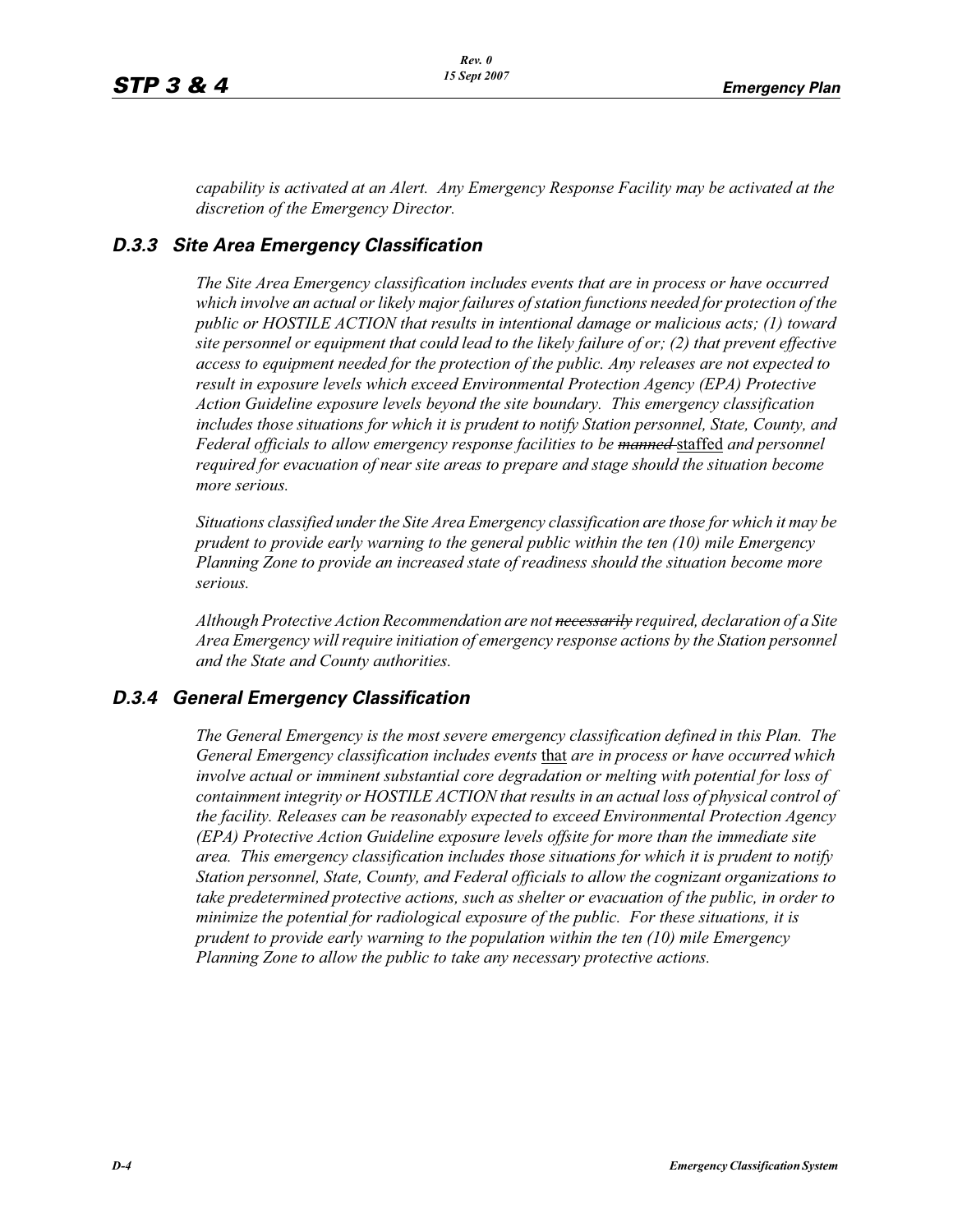*capability is activated at an Alert. Any Emergency Response Facility may be activated at the discretion of the Emergency Director.*

### D.3.3 Site Area Emergency Classification

*The Site Area Emergency classification includes events that are in process or have occurred which involve an actual or likely major failures of station functions needed for protection of the public or HOSTILE ACTION that results in intentional damage or malicious acts; (1) toward site personnel or equipment that could lead to the likely failure of or; (2) that prevent effective access to equipment needed for the protection of the public. Any releases are not expected to result in exposure levels which exceed Environmental Protection Agency (EPA) Protective Action Guideline exposure levels beyond the site boundary. This emergency classification includes those situations for which it is prudent to notify Station personnel, State, County, and Federal officials to allow emergency response facilities to be ~~manned~~* staffed *and personnel required for evacuation of near site areas to prepare and stage should the situation become more serious.*

*Situations classified under the Site Area Emergency classification are those for which it may be prudent to provide early warning to the general public within the ten (10) mile Emergency Planning Zone to provide an increased state of readiness should the situation become more serious.*

*Although Protective Action Recommendation are not ~~necessarily~~ required, declaration of a Site Area Emergency will require initiation of emergency response actions by the Station personnel and the State and County authorities.*

### D.3.4 General Emergency Classification

*The General Emergency is the most severe emergency classification defined in this Plan. The General Emergency classification includes events* that *are in process or have occurred which involve actual or imminent substantial core degradation or melting with potential for loss of containment integrity or HOSTILE ACTION that results in an actual loss of physical control of the facility. Releases can be reasonably expected to exceed Environmental Protection Agency (EPA) Protective Action Guideline exposure levels offsite for more than the immediate site area. This emergency classification includes those situations for which it is prudent to notify Station personnel, State, County, and Federal officials to allow the cognizant organizations to take predetermined protective actions, such as shelter or evacuation of the public, in order to minimize the potential for radiological exposure of the public. For these situations, it is prudent to provide early warning to the population within the ten (10) mile Emergency Planning Zone to allow the public to take any necessary protective actions.*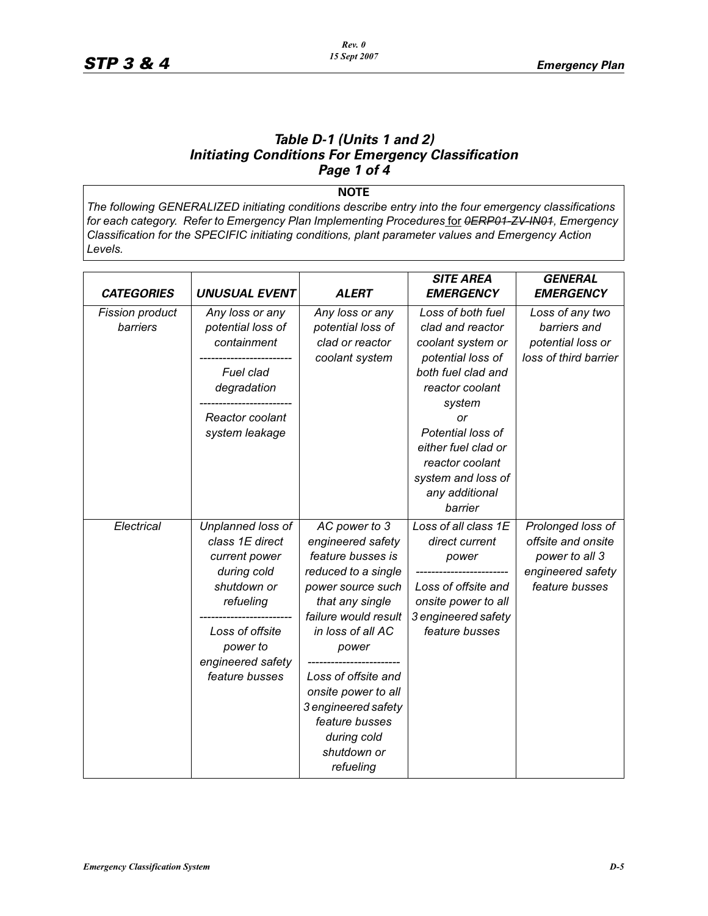### *Table D-1 (Units 1 and 2)*
### *Initiating Conditions For Emergency Classification*
### *Page 1 of 4*

**NOTE**

*The following GENERALIZED initiating conditions describe entry into the four emergency classifications for each category. Refer to Emergency Plan Implementing Procedures* for ~~*0ERP01-ZV-IN01*~~*, Emergency Classification for the SPECIFIC initiating conditions, plant parameter values and Emergency Action Levels.*

| *CATEGORIES* | *UNUSUAL EVENT* | *ALERT* | *SITE AREA EMERGENCY* | *GENERAL EMERGENCY* |
|---|---|---|---|---|
| *Fission product barriers* | *Any loss or any potential loss of containment* <br> ------------------------ <br> *Fuel clad degradation* <br> ------------------------ <br> *Reactor coolant system leakage* | *Any loss or any potential loss of clad or reactor coolant system* | *Loss of both fuel clad and reactor coolant system or potential loss of both fuel clad and reactor coolant system* <br> *or* <br> *Potential loss of either fuel clad or reactor coolant system and loss of any additional barrier* | *Loss of any two barriers and potential loss or loss of third barrier* |
| *Electrical* | *Unplanned loss of class 1E direct current power during cold shutdown or refueling* <br> ------------------------ <br> *Loss of offsite power to engineered safety feature busses* | *AC power to 3 engineered safety feature busses is reduced to a single power source such that any single failure would result in loss of all AC power* <br> ------------------------ <br> *Loss of offsite and onsite power to all 3 engineered safety feature busses during cold shutdown or refueling* | *Loss of all class 1E direct current power* <br> ------------------------ <br> *Loss of offsite and onsite power to all 3 engineered safety feature busses* | *Prolonged loss of offsite and onsite power to all 3 engineered safety feature busses* |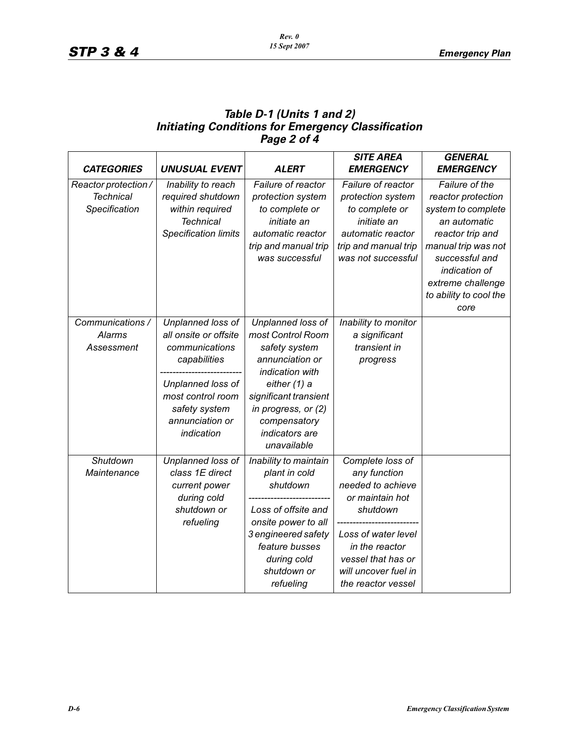### *Table D-1 (Units 1 and 2)*
### *Initiating Conditions for Emergency Classification*
### *Page 2 of 4*

| *CATEGORIES* | *UNUSUAL EVENT* | *ALERT* | *SITE AREA EMERGENCY* | *GENERAL EMERGENCY* |
|---|---|---|---|---|
| *Reactor protection / Technical Specification* | *Inability to reach required shutdown within required Technical Specification limits* | *Failure of reactor protection system to complete or initiate an automatic reactor trip and manual trip was successful* | *Failure of reactor protection system to complete or initiate an automatic reactor trip and manual trip was not successful* | *Failure of the reactor protection system to complete an automatic reactor trip and manual trip was not successful and indication of extreme challenge to ability to cool the core* |
| *Communications / Alarms Assessment* | *Unplanned loss of all onsite or offsite communications capabilities* ------------------------- *Unplanned loss of most control room safety system annunciation or indication* | *Unplanned loss of most Control Room safety system annunciation or indication with either (1) a significant transient in progress, or (2) compensatory indicators are unavailable* | *Inability to monitor a significant transient in progress* | |
| *Shutdown Maintenance* | *Unplanned loss of class 1E direct current power during cold shutdown or refueling* | *Inability to maintain plant in cold shutdown* ------------------------- *Loss of offsite and onsite power to all 3 engineered safety feature busses during cold shutdown or refueling* | *Complete loss of any function needed to achieve or maintain hot shutdown* ------------------------- *Loss of water level in the reactor vessel that has or will uncover fuel in the reactor vessel* | |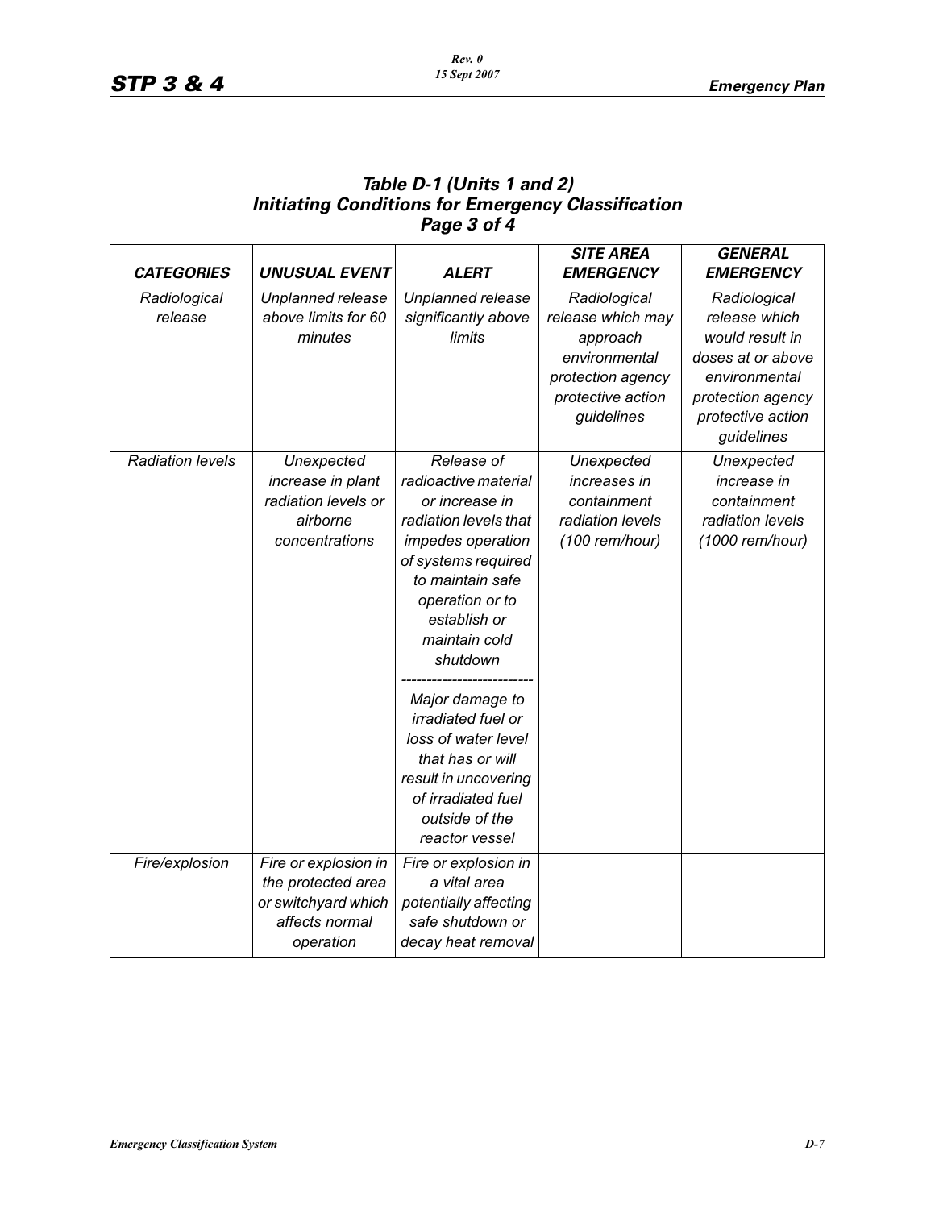### *Table D-1 (Units 1 and 2)*
### *Initiating Conditions for Emergency Classification*
### *Page 3 of 4*

| *CATEGORIES* | *UNUSUAL EVENT* | *ALERT* | *SITE AREA EMERGENCY* | *GENERAL EMERGENCY* |
|---|---|---|---|---|
| *Radiological release* | *Unplanned release above limits for 60 minutes* | *Unplanned release significantly above limits* | *Radiological release which may approach environmental protection agency protective action guidelines* | *Radiological release which would result in doses at or above environmental protection agency protective action guidelines* |
| *Radiation levels* | *Unexpected increase in plant radiation levels or airborne concentrations* | *Release of radioactive material or increase in radiation levels that impedes operation of systems required to maintain safe operation or to establish or maintain cold shutdown* ------------------------- *Major damage to irradiated fuel or loss of water level that has or will result in uncovering of irradiated fuel outside of the reactor vessel* | *Unexpected increases in containment radiation levels (100 rem/hour)* | *Unexpected increase in containment radiation levels (1000 rem/hour)* |
| *Fire/explosion* | *Fire or explosion in the protected area or switchyard which affects normal operation* | *Fire or explosion in a vital area potentially affecting safe shutdown or decay heat removal* | | |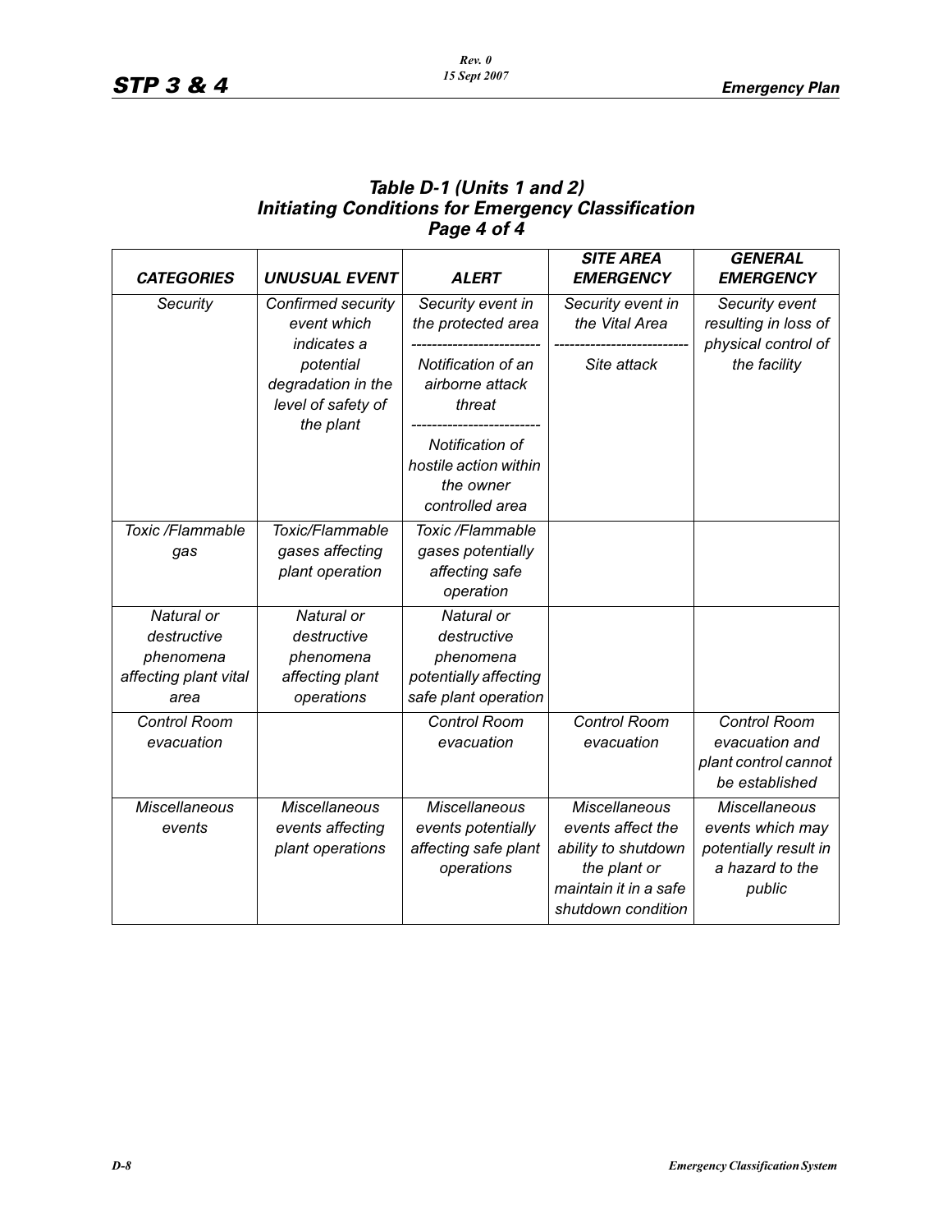### *Table D-1 (Units 1 and 2)*
### *Initiating Conditions for Emergency Classification*
### *Page 4 of 4*

| *CATEGORIES* | *UNUSUAL EVENT* | *ALERT* | *SITE AREA EMERGENCY* | *GENERAL EMERGENCY* |
|---|---|---|---|---|
| *Security* | *Confirmed security event which indicates a potential degradation in the level of safety of the plant* | *Security event in the protected area*<br>------------------------<br>*Notification of an airborne attack threat*<br>------------------------<br>*Notification of hostile action within the owner controlled area* | *Security event in the Vital Area*<br>------------------------<br>*Site attack* | *Security event resulting in loss of physical control of the facility* |
| *Toxic /Flammable gas* | *Toxic/Flammable gases affecting plant operation* | *Toxic /Flammable gases potentially affecting safe operation* | | |
| *Natural or destructive phenomena affecting plant vital area* | *Natural or destructive phenomena affecting plant operations* | *Natural or destructive phenomena potentially affecting safe plant operation* | | |
| *Control Room evacuation* | | *Control Room evacuation* | *Control Room evacuation* | *Control Room evacuation and plant control cannot be established* |
| *Miscellaneous events* | *Miscellaneous events affecting plant operations* | *Miscellaneous events potentially affecting safe plant operations* | *Miscellaneous events affect the ability to shutdown the plant or maintain it in a safe shutdown condition* | *Miscellaneous events which may potentially result in a hazard to the public* |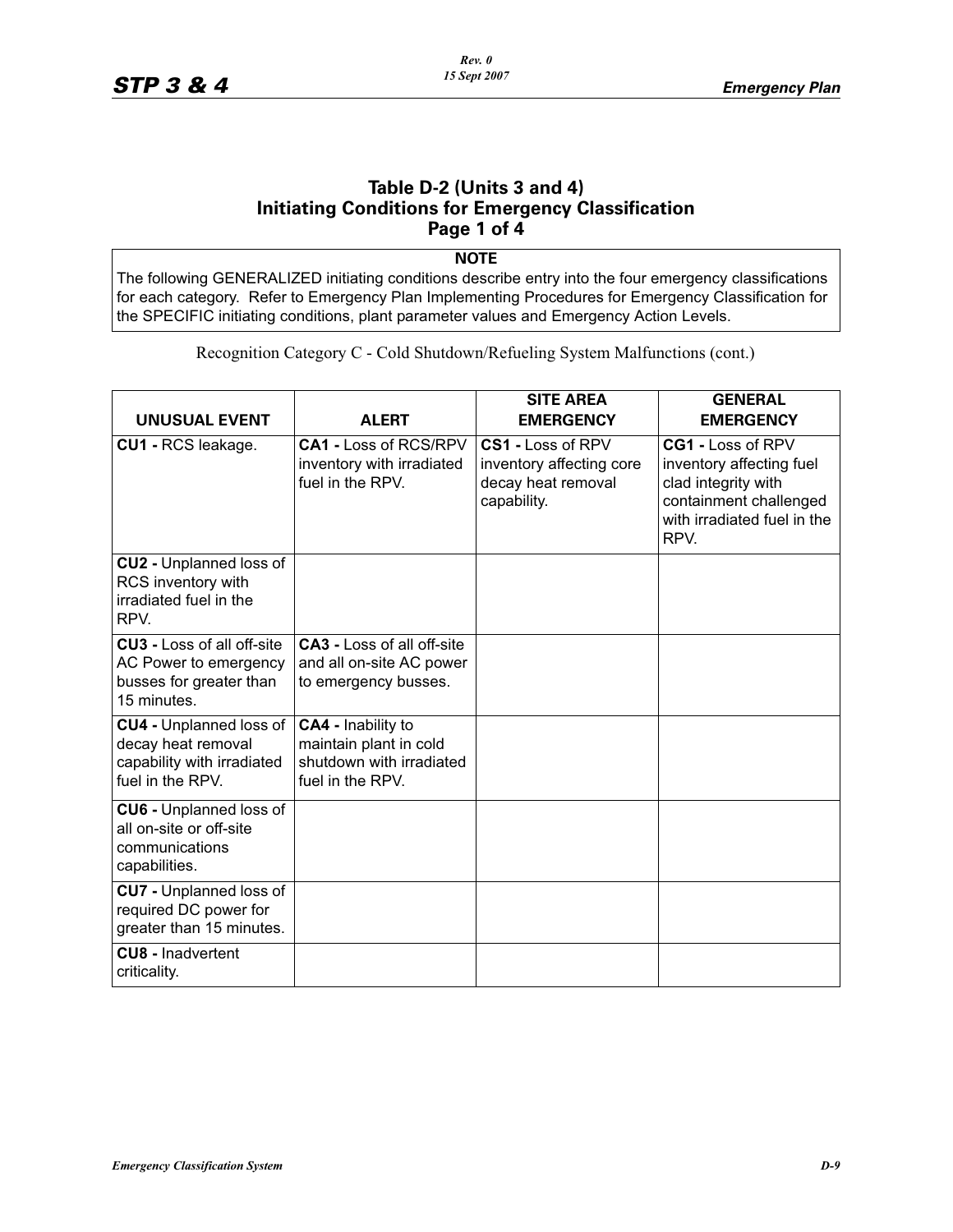## Table D-2 (Units 3 and 4)
## Initiating Conditions for Emergency Classification
## Page 1 of 4

**NOTE**

The following GENERALIZED initiating conditions describe entry into the four emergency classifications for each category. Refer to Emergency Plan Implementing Procedures for Emergency Classification for the SPECIFIC initiating conditions, plant parameter values and Emergency Action Levels.

Recognition Category C - Cold Shutdown/Refueling System Malfunctions (cont.)

| UNUSUAL EVENT | ALERT | SITE AREA EMERGENCY | GENERAL EMERGENCY |
|---|---|---|---|
| **CU1 -** RCS leakage. | **CA1 -** Loss of RCS/RPV inventory with irradiated fuel in the RPV. | **CS1 -** Loss of RPV inventory affecting core decay heat removal capability. | **CG1 -** Loss of RPV inventory affecting fuel clad integrity with containment challenged with irradiated fuel in the RPV. |
| **CU2 -** Unplanned loss of RCS inventory with irradiated fuel in the RPV. | | | |
| **CU3 -** Loss of all off-site AC Power to emergency busses for greater than 15 minutes. | **CA3 -** Loss of all off-site and all on-site AC power to emergency busses. | | |
| **CU4 -** Unplanned loss of decay heat removal capability with irradiated fuel in the RPV. | **CA4 -** Inability to maintain plant in cold shutdown with irradiated fuel in the RPV. | | |
| **CU6 -** Unplanned loss of all on-site or off-site communications capabilities. | | | |
| **CU7 -** Unplanned loss of required DC power for greater than 15 minutes. | | | |
| **CU8 -** Inadvertent criticality. | | | |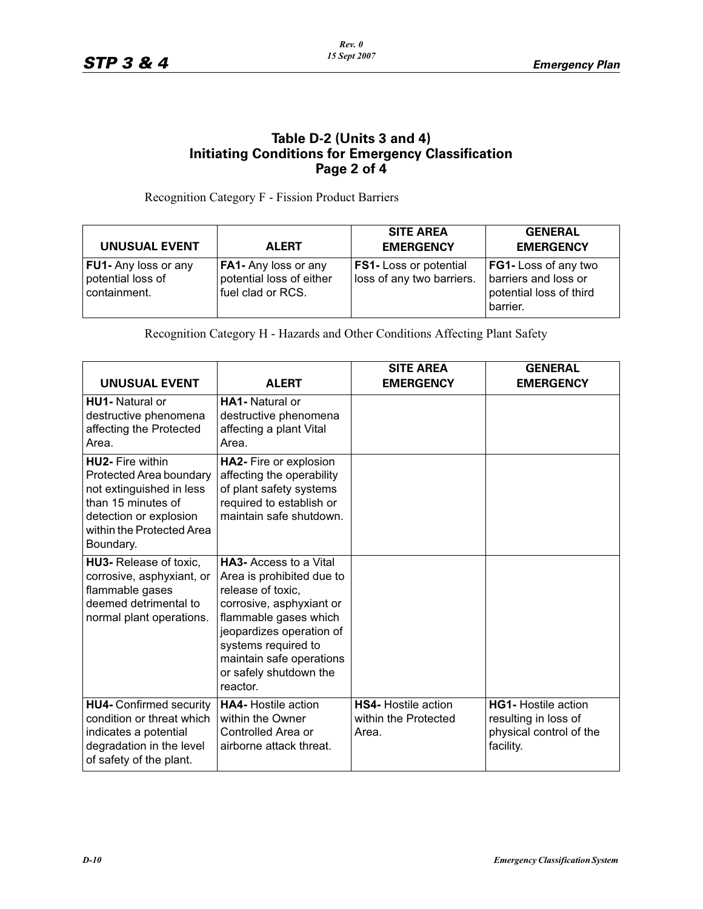## Table D-2 (Units 3 and 4)
## Initiating Conditions for Emergency Classification
## Page 2 of 4

Recognition Category F - Fission Product Barriers

| UNUSUAL EVENT | ALERT | SITE AREA EMERGENCY | GENERAL EMERGENCY |
|---|---|---|---|
| **FU1-** Any loss or any potential loss of containment. | **FA1-** Any loss or any potential loss of either fuel clad or RCS. | **FS1-** Loss or potential loss of any two barriers. | **FG1-** Loss of any two barriers and loss or potential loss of third barrier. |

Recognition Category H - Hazards and Other Conditions Affecting Plant Safety

| UNUSUAL EVENT | ALERT | SITE AREA EMERGENCY | GENERAL EMERGENCY |
|---|---|---|---|
| **HU1-** Natural or destructive phenomena affecting the Protected Area. | **HA1-** Natural or destructive phenomena affecting a plant Vital Area. | | |
| **HU2-** Fire within Protected Area boundary not extinguished in less than 15 minutes of detection or explosion within the Protected Area Boundary. | **HA2-** Fire or explosion affecting the operability of plant safety systems required to establish or maintain safe shutdown. | | |
| **HU3-** Release of toxic, corrosive, asphyxiant, or flammable gases deemed detrimental to normal plant operations. | **HA3-** Access to a Vital Area is prohibited due to release of toxic, corrosive, asphyxiant or flammable gases which jeopardizes operation of systems required to maintain safe operations or safely shutdown the reactor. | | |
| **HU4-** Confirmed security condition or threat which indicates a potential degradation in the level of safety of the plant. | **HA4-** Hostile action within the Owner Controlled Area or airborne attack threat. | **HS4-** Hostile action within the Protected Area. | **HG1-** Hostile action resulting in loss of physical control of the facility. |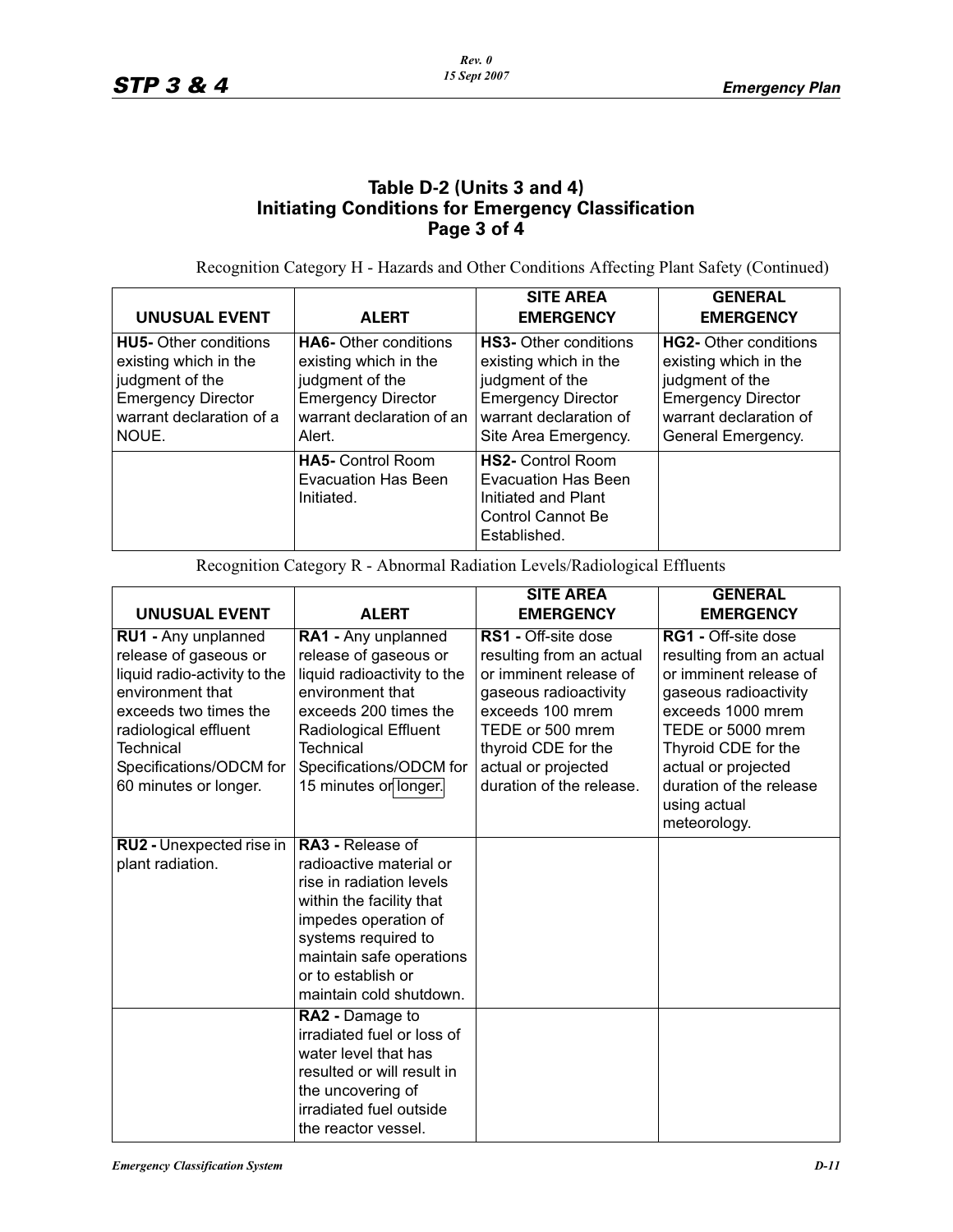## Table D-2 (Units 3 and 4) Initiating Conditions for Emergency Classification Page 3 of 4

Recognition Category H - Hazards and Other Conditions Affecting Plant Safety (Continued)

| UNUSUAL EVENT | ALERT | SITE AREA EMERGENCY | GENERAL EMERGENCY |
|---|---|---|---|
| **HU5-** Other conditions existing which in the judgment of the Emergency Director warrant declaration of a NOUE. | **HA6-** Other conditions existing which in the judgment of the Emergency Director warrant declaration of an Alert. | **HS3-** Other conditions existing which in the judgment of the Emergency Director warrant declaration of Site Area Emergency. | **HG2-** Other conditions existing which in the judgment of the Emergency Director warrant declaration of General Emergency. |
| | **HA5-** Control Room Evacuation Has Been Initiated. | **HS2-** Control Room Evacuation Has Been Initiated and Plant Control Cannot Be Established. | |

Recognition Category R - Abnormal Radiation Levels/Radiological Effluents

| UNUSUAL EVENT | ALERT | SITE AREA EMERGENCY | GENERAL EMERGENCY |
|---|---|---|---|
| **RU1 -** Any unplanned release of gaseous or liquid radio-activity to the environment that exceeds two times the radiological effluent Technical Specifications/ODCM for 60 minutes or longer. | **RA1 -** Any unplanned release of gaseous or liquid radioactivity to the environment that exceeds 200 times the Radiological Effluent Technical Specifications/ODCM for 15 minutes or longer. | **RS1 -** Off-site dose resulting from an actual or imminent release of gaseous radioactivity exceeds 100 mrem TEDE or 500 mrem thyroid CDE for the actual or projected duration of the release. | **RG1 -** Off-site dose resulting from an actual or imminent release of gaseous radioactivity exceeds 1000 mrem TEDE or 5000 mrem Thyroid CDE for the actual or projected duration of the release using actual meteorology. |
| **RU2 -** Unexpected rise in plant radiation. | **RA3 -** Release of radioactive material or rise in radiation levels within the facility that impedes operation of systems required to maintain safe operations or to establish or maintain cold shutdown. | | |
| | **RA2 -** Damage to irradiated fuel or loss of water level that has resulted or will result in the uncovering of irradiated fuel outside the reactor vessel. | | |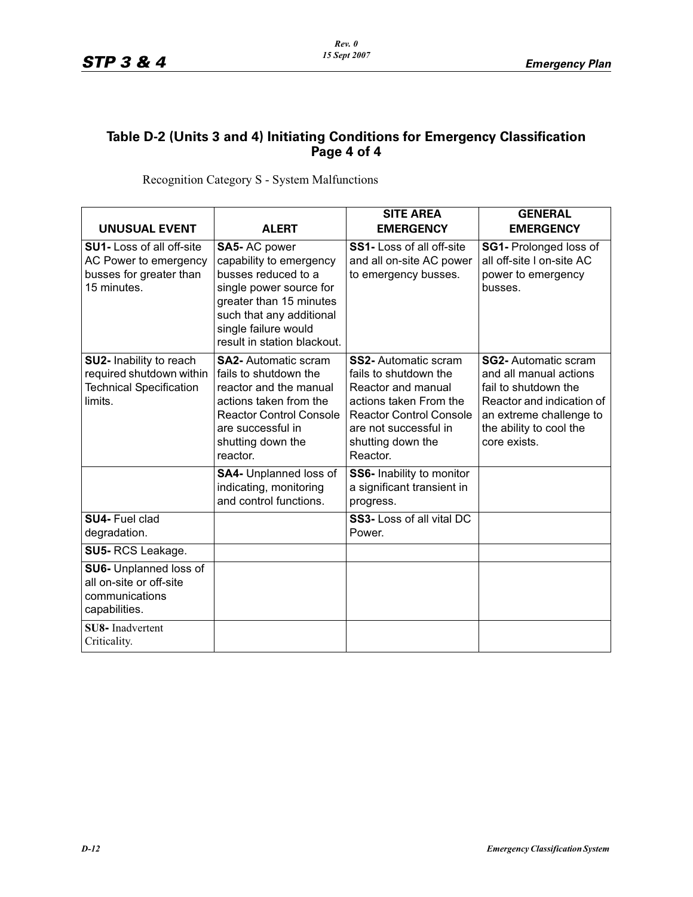## Table D-2 (Units 3 and 4) Initiating Conditions for Emergency Classification Page 4 of 4

Recognition Category S - System Malfunctions

| UNUSUAL EVENT | ALERT | SITE AREA EMERGENCY | GENERAL EMERGENCY |
|---|---|---|---|
| **SU1-** Loss of all off-site AC Power to emergency busses for greater than 15 minutes. | **SA5-** AC power capability to emergency busses reduced to a single power source for greater than 15 minutes such that any additional single failure would result in station blackout. | **SS1-** Loss of all off-site and all on-site AC power to emergency busses. | **SG1-** Prolonged loss of all off-site I on-site AC power to emergency busses. |
| **SU2-** Inability to reach required shutdown within Technical Specification limits. | **SA2-** Automatic scram fails to shutdown the reactor and the manual actions taken from the Reactor Control Console are successful in shutting down the reactor. | **SS2-** Automatic scram fails to shutdown the Reactor and manual actions taken From the Reactor Control Console are not successful in shutting down the Reactor. | **SG2-** Automatic scram and all manual actions fail to shutdown the Reactor and indication of an extreme challenge to the ability to cool the core exists. |
| | **SA4-** Unplanned loss of indicating, monitoring and control functions. | **SS6-** Inability to monitor a significant transient in progress. | |
| **SU4-** Fuel clad degradation. | | **SS3-** Loss of all vital DC Power. | |
| **SU5-** RCS Leakage. | | | |
| **SU6-** Unplanned loss of all on-site or off-site communications capabilities. | | | |
| **SU8-** Inadvertent Criticality. | | | |